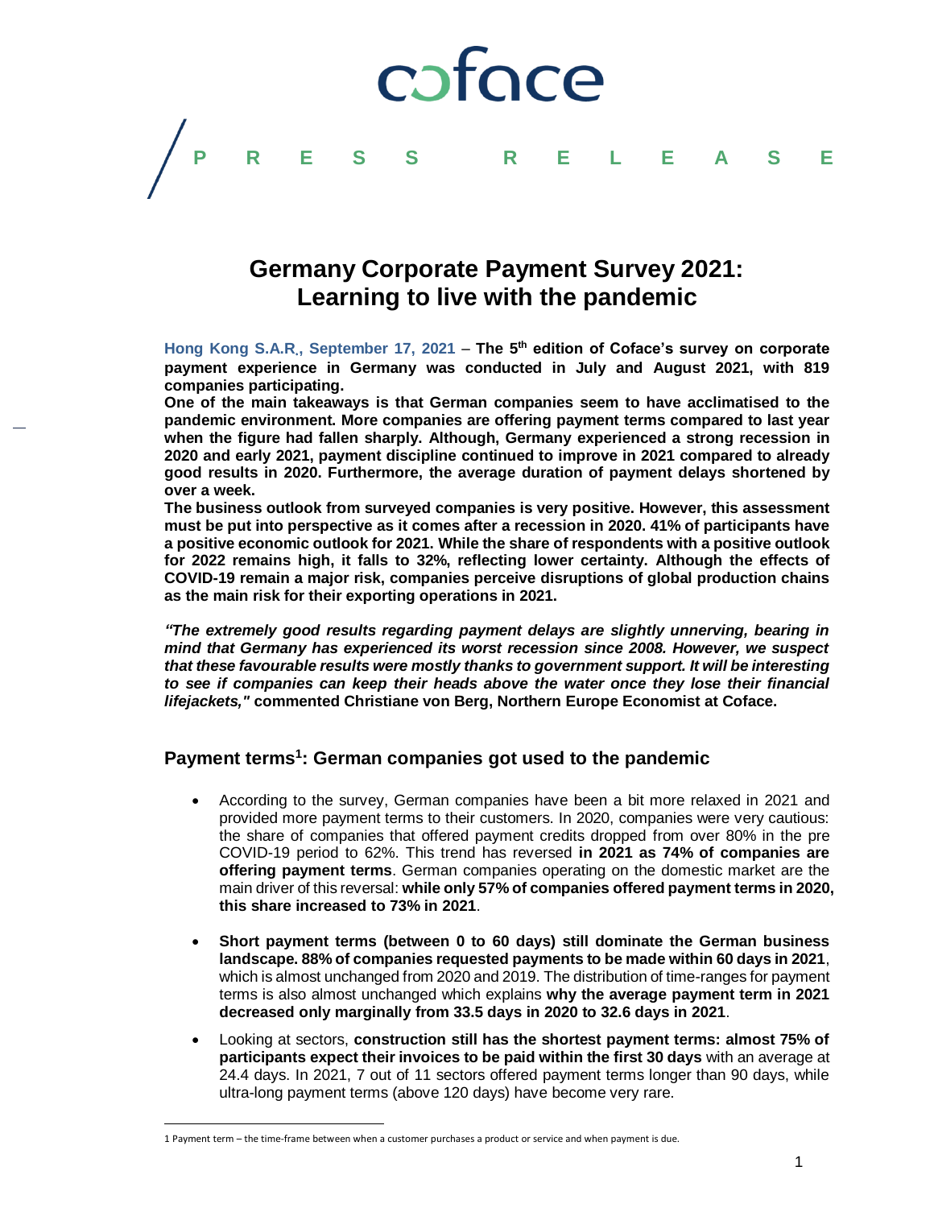coface

PRESS RELEASE

# Germany Corporate Payment Survey 2021: Learning to live with the pandemic

**Hong Kong S.A.R., September 17, 2021 – The 5th edition of Coface's survey on corporate payment experience in Germany was conducted in July and August 2021, with 819 companies participating.**

**One of the main takeaways is that German companies seem to have acclimatised to the pandemic environment. More companies are offering payment terms compared to last year when the figure had fallen sharply. Although, Germany experienced a strong recession in 2020 and early 2021, payment discipline continued to improve in 2021 compared to already good results in 2020. Furthermore, the average duration of payment delays shortened by over a week.**

**The business outlook from surveyed companies is very positive. However, this assessment must be put into perspective as it comes after a recession in 2020. 41% of participants have a positive economic outlook for 2021. While the share of respondents with a positive outlook for 2022 remains high, it falls to 32%, reflecting lower certainty. Although the effects of COVID-19 remain a major risk, companies perceive disruptions of global production chains as the main risk for their exporting operations in 2021.**

***"The extremely good results regarding payment delays are slightly unnerving, bearing in mind that Germany has experienced its worst recession since 2008. However, we suspect that these favourable results were mostly thanks to government support. It will be interesting to see if companies can keep their heads above the water once they lose their financial lifejackets,"*** **commented Christiane von Berg, Northern Europe Economist at Coface.**

## Payment terms[1]: German companies got used to the pandemic

- According to the survey, German companies have been a bit more relaxed in 2021 and provided more payment terms to their customers. In 2020, companies were very cautious: the share of companies that offered payment credits dropped from over 80% in the pre COVID-19 period to 62%. This trend has reversed **in 2021 as 74% of companies are offering payment terms**. German companies operating on the domestic market are the main driver of this reversal: **while only 57% of companies offered payment terms in 2020, this share increased to 73% in 2021**.
- **Short payment terms (between 0 to 60 days) still dominate the German business landscape. 88% of companies requested payments to be made within 60 days in 2021**, which is almost unchanged from 2020 and 2019. The distribution of time-ranges for payment terms is also almost unchanged which explains **why the average payment term in 2021 decreased only marginally from 33.5 days in 2020 to 32.6 days in 2021**.
- Looking at sectors, **construction still has the shortest payment terms: almost 75% of participants expect their invoices to be paid within the first 30 days** with an average at 24.4 days. In 2021, 7 out of 11 sectors offered payment terms longer than 90 days, while ultra-long payment terms (above 120 days) have become very rare.

1 Payment term – the time-frame between when a customer purchases a product or service and when payment is due.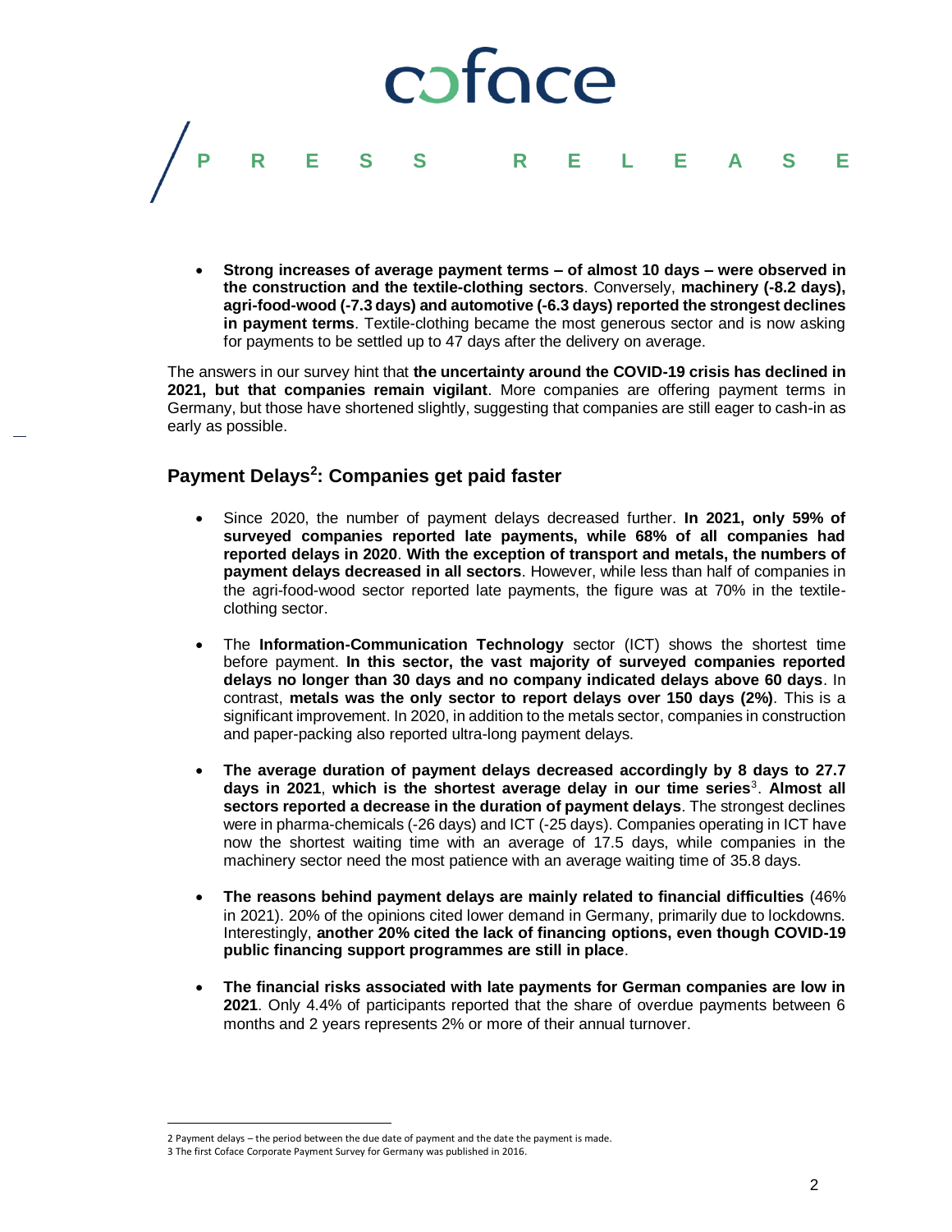- **Strong increases of average payment terms – of almost 10 days – were observed in the construction and the textile-clothing sectors**. Conversely, **machinery (-8.2 days), agri-food-wood (-7.3 days) and automotive (-6.3 days) reported the strongest declines in payment terms**. Textile-clothing became the most generous sector and is now asking for payments to be settled up to 47 days after the delivery on average.

The answers in our survey hint that **the uncertainty around the COVID-19 crisis has declined in 2021, but that companies remain vigilant**. More companies are offering payment terms in Germany, but those have shortened slightly, suggesting that companies are still eager to cash-in as early as possible.

## Payment Delays[2]: Companies get paid faster

- Since 2020, the number of payment delays decreased further. **In 2021, only 59% of surveyed companies reported late payments, while 68% of all companies had reported delays in 2020**. **With the exception of transport and metals, the numbers of payment delays decreased in all sectors**. However, while less than half of companies in the agri-food-wood sector reported late payments, the figure was at 70% in the textile-clothing sector.

- The **Information-Communication Technology** sector (ICT) shows the shortest time before payment. **In this sector, the vast majority of surveyed companies reported delays no longer than 30 days and no company indicated delays above 60 days**. In contrast, **metals was the only sector to report delays over 150 days (2%)**. This is a significant improvement. In 2020, in addition to the metals sector, companies in construction and paper-packing also reported ultra-long payment delays.

- **The average duration of payment delays decreased accordingly by 8 days to 27.7 days in 2021**, **which is the shortest average delay in our time series**[3]. **Almost all sectors reported a decrease in the duration of payment delays**. The strongest declines were in pharma-chemicals (-26 days) and ICT (-25 days). Companies operating in ICT have now the shortest waiting time with an average of 17.5 days, while companies in the machinery sector need the most patience with an average waiting time of 35.8 days.

- **The reasons behind payment delays are mainly related to financial difficulties** (46% in 2021). 20% of the opinions cited lower demand in Germany, primarily due to lockdowns. Interestingly, **another 20% cited the lack of financing options, even though COVID-19 public financing support programmes are still in place**.

- **The financial risks associated with late payments for German companies are low in 2021**. Only 4.4% of participants reported that the share of overdue payments between 6 months and 2 years represents 2% or more of their annual turnover.

---

2 Payment delays – the period between the due date of payment and the date the payment is made.

3 The first Coface Corporate Payment Survey for Germany was published in 2016.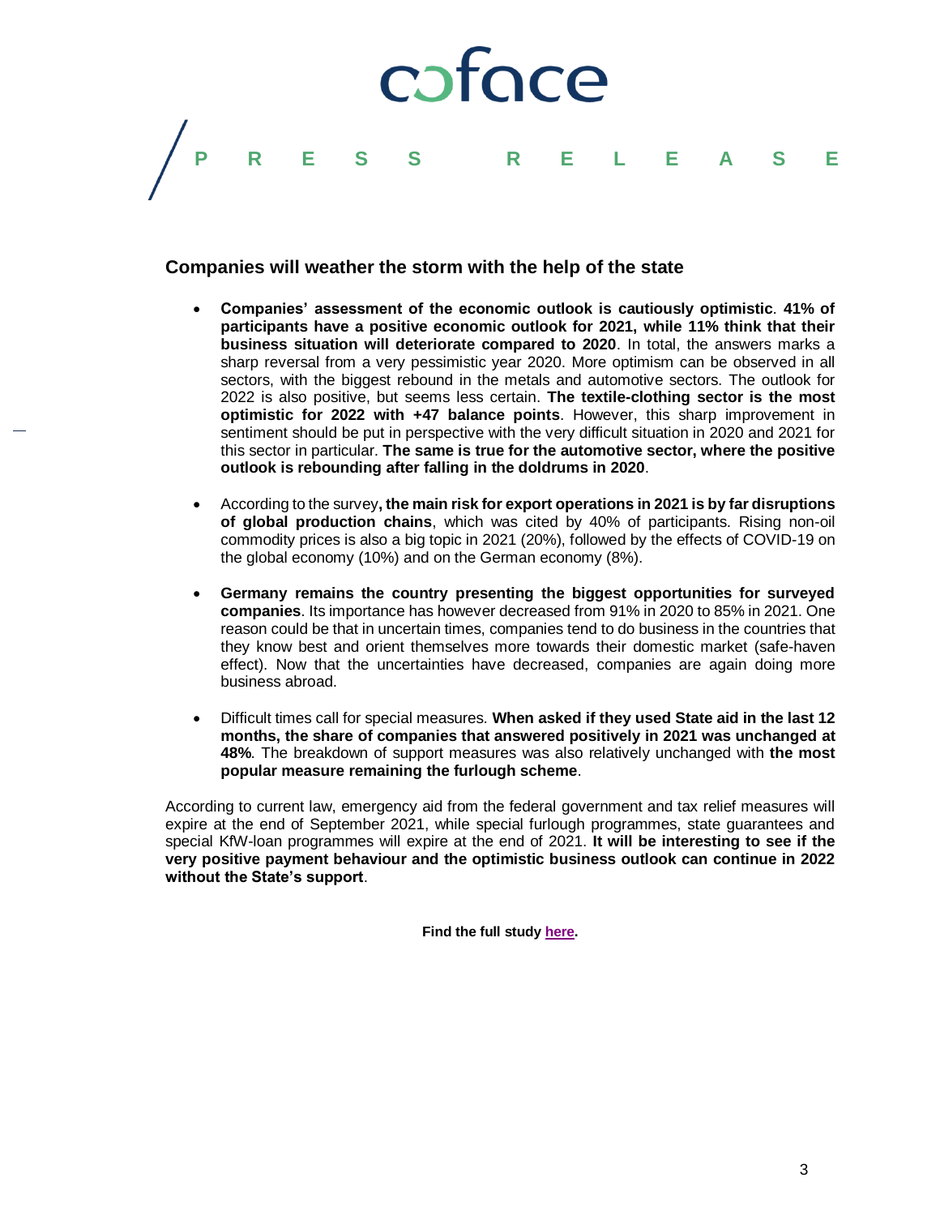## Companies will weather the storm with the help of the state

- **Companies' assessment of the economic outlook is cautiously optimistic**. **41% of participants have a positive economic outlook for 2021, while 11% think that their business situation will deteriorate compared to 2020**. In total, the answers marks a sharp reversal from a very pessimistic year 2020. More optimism can be observed in all sectors, with the biggest rebound in the metals and automotive sectors. The outlook for 2022 is also positive, but seems less certain. **The textile-clothing sector is the most optimistic for 2022 with +47 balance points**. However, this sharp improvement in sentiment should be put in perspective with the very difficult situation in 2020 and 2021 for this sector in particular. **The same is true for the automotive sector, where the positive outlook is rebounding after falling in the doldrums in 2020**.

- According to the survey**, the main risk for export operations in 2021 is by far disruptions of global production chains**, which was cited by 40% of participants. Rising non-oil commodity prices is also a big topic in 2021 (20%), followed by the effects of COVID-19 on the global economy (10%) and on the German economy (8%).

- **Germany remains the country presenting the biggest opportunities for surveyed companies**. Its importance has however decreased from 91% in 2020 to 85% in 2021. One reason could be that in uncertain times, companies tend to do business in the countries that they know best and orient themselves more towards their domestic market (safe-haven effect). Now that the uncertainties have decreased, companies are again doing more business abroad.

- Difficult times call for special measures. **When asked if they used State aid in the last 12 months, the share of companies that answered positively in 2021 was unchanged at 48%**. The breakdown of support measures was also relatively unchanged with **the most popular measure remaining the furlough scheme**.

According to current law, emergency aid from the federal government and tax relief measures will expire at the end of September 2021, while special furlough programmes, state guarantees and special KfW-loan programmes will expire at the end of 2021. **It will be interesting to see if the very positive payment behaviour and the optimistic business outlook can continue in 2022 without the State's support**.

**Find the full study here.**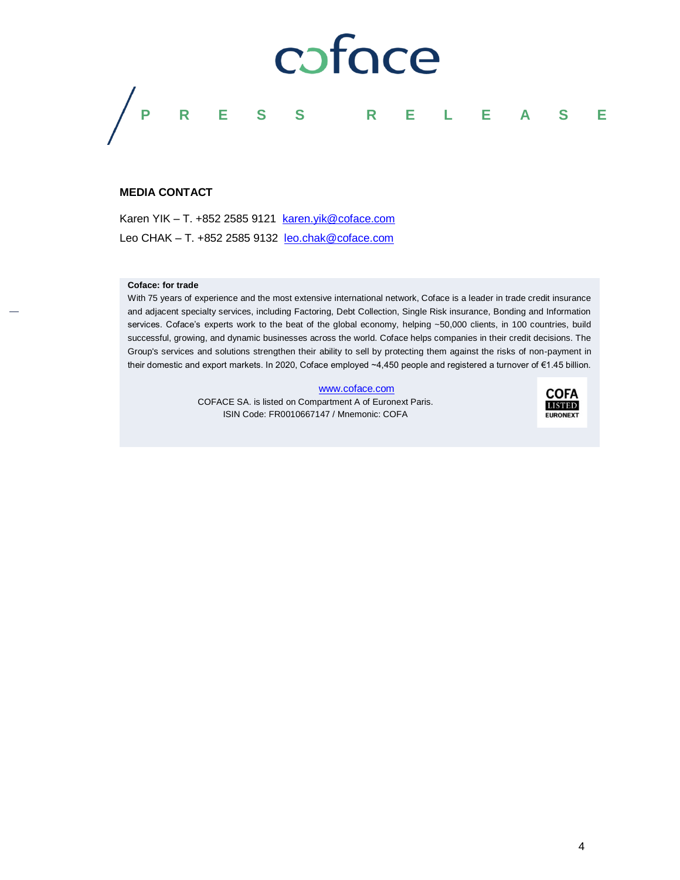**MEDIA CONTACT**

Karen YIK – T. +852 2585 9121 karen.yik@coface.com

Leo CHAK – T. +852 2585 9132 leo.chak@coface.com

**Coface: for trade**

With 75 years of experience and the most extensive international network, Coface is a leader in trade credit insurance and adjacent specialty services, including Factoring, Debt Collection, Single Risk insurance, Bonding and Information services. Coface's experts work to the beat of the global economy, helping ~50,000 clients, in 100 countries, build successful, growing, and dynamic businesses across the world. Coface helps companies in their credit decisions. The Group's services and solutions strengthen their ability to sell by protecting them against the risks of non-payment in their domestic and export markets. In 2020, Coface employed ~4,450 people and registered a turnover of €1.45 billion.

www.coface.com

COFACE SA. is listed on Compartment A of Euronext Paris.

ISIN Code: FR0010667147 / Mnemonic: COFA